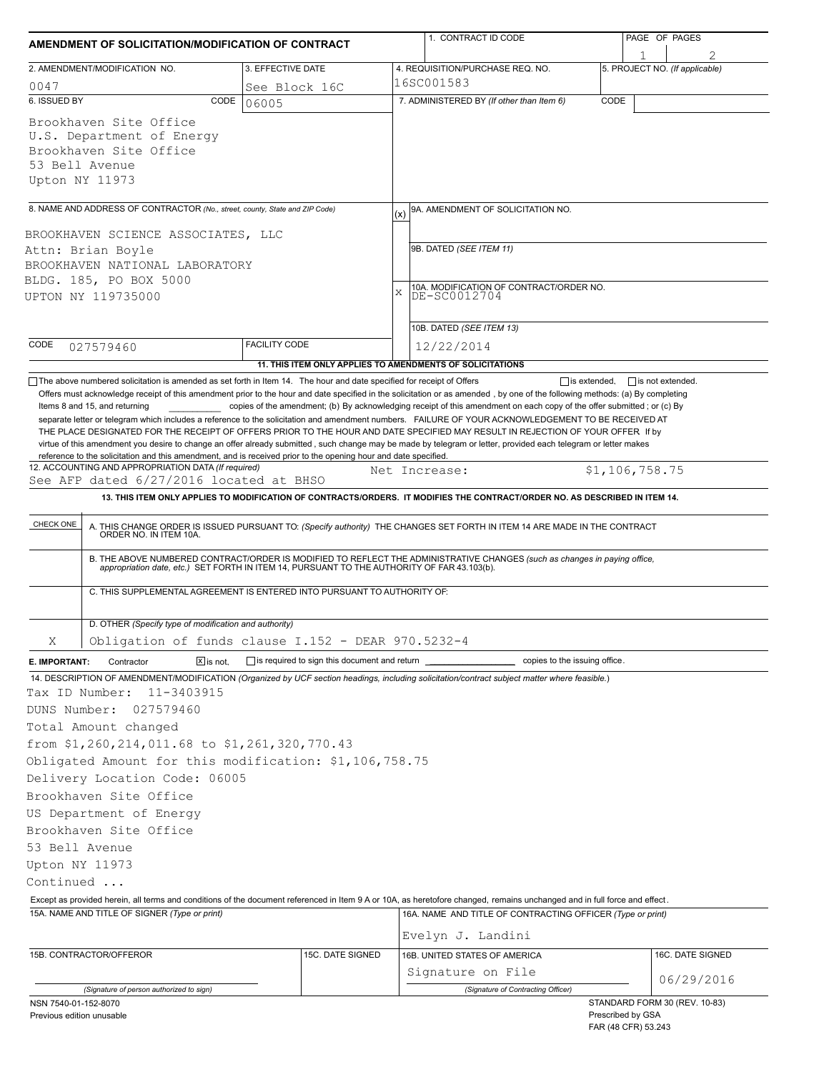# AMENDMENT OF SOLICITATION/MODIFICATION OF CONTRACT

| | |
|---|---|
| 1. CONTRACT ID CODE | |
| PAGE OF PAGES | 1 / 2 |
| 2. AMENDMENT/MODIFICATION NO. | 0047 |
| 3. EFFECTIVE DATE | See Block 16C |
| 4. REQUISITION/PURCHASE REQ. NO. | 16SC001583 |
| 5. PROJECT NO. (If applicable) | |
| 6. ISSUED BY | CODE 06005 |
| 7. ADMINISTERED BY (If other than Item 6) | CODE |

**6. ISSUED BY:**
Brookhaven Site Office
U.S. Department of Energy
Brookhaven Site Office
53 Bell Avenue
Upton NY 11973

**8. NAME AND ADDRESS OF CONTRACTOR** (No., street, county, State and ZIP Code)

BROOKHAVEN SCIENCE ASSOCIATES, LLC
Attn: Brian Boyle
BROOKHAVEN NATIONAL LABORATORY
BLDG. 185, PO BOX 5000
UPTON NY 119735000

CODE 027579460 | FACILITY CODE

(x) 9A. AMENDMENT OF SOLICITATION NO.

9B. DATED (SEE ITEM 11)

X 10A. MODIFICATION OF CONTRACT/ORDER NO. DE-SC0012704

10B. DATED (SEE ITEM 13) 12/22/2014

**11. THIS ITEM ONLY APPLIES TO AMENDMENTS OF SOLICITATIONS**

☐ The above numbered solicitation is amended as set forth in Item 14. The hour and date specified for receipt of Offers ☐ is extended, ☐ is not extended.

Offers must acknowledge receipt of this amendment prior to the hour and date specified in the solicitation or as amended, by one of the following methods: (a) By completing Items 8 and 15, and returning \_\_\_\_\_\_\_\_\_\_ copies of the amendment; (b) By acknowledging receipt of this amendment on each copy of the offer submitted ; or (c) By separate letter or telegram which includes a reference to the solicitation and amendment numbers. FAILURE OF YOUR ACKNOWLEDGEMENT TO BE RECEIVED AT THE PLACE DESIGNATED FOR THE RECEIPT OF OFFERS PRIOR TO THE HOUR AND DATE SPECIFIED MAY RESULT IN REJECTION OF YOUR OFFER If by virtue of this amendment you desire to change an offer already submitted , such change may be made by telegram or letter, provided each telegram or letter makes reference to the solicitation and this amendment, and is received prior to the opening hour and date specified.

**12. ACCOUNTING AND APPROPRIATION DATA** (If required)
See AFP dated 6/27/2016 located at BHSO — Net Increase: $1,106,758.75

**13. THIS ITEM ONLY APPLIES TO MODIFICATION OF CONTRACTS/ORDERS. IT MODIFIES THE CONTRACT/ORDER NO. AS DESCRIBED IN ITEM 14.**

| CHECK ONE | |
|---|---|
| | A. THIS CHANGE ORDER IS ISSUED PURSUANT TO: (Specify authority) THE CHANGES SET FORTH IN ITEM 14 ARE MADE IN THE CONTRACT ORDER NO. IN ITEM 10A. |
| | B. THE ABOVE NUMBERED CONTRACT/ORDER IS MODIFIED TO REFLECT THE ADMINISTRATIVE CHANGES (such as changes in paying office, appropriation date, etc.) SET FORTH IN ITEM 14, PURSUANT TO THE AUTHORITY OF FAR 43.103(b). |
| | C. THIS SUPPLEMENTAL AGREEMENT IS ENTERED INTO PURSUANT TO AUTHORITY OF: |
| X | D. OTHER (Specify type of modification and authority) Obligation of funds clause I.152 - DEAR 970.5232-4 |

**E. IMPORTANT:** Contractor ☒ is not, ☐ is required to sign this document and return \_\_\_\_\_\_\_\_\_\_ copies to the issuing office.

**14. DESCRIPTION OF AMENDMENT/MODIFICATION** (Organized by UCF section headings, including solicitation/contract subject matter where feasible.)

Tax ID Number: 11-3403915
DUNS Number: 027579460
Total Amount changed
from $1,260,214,011.68 to $1,261,320,770.43
Obligated Amount for this modification: $1,106,758.75
Delivery Location Code: 06005
Brookhaven Site Office
US Department of Energy
Brookhaven Site Office
53 Bell Avenue
Upton NY 11973
Continued ...

Except as provided herein, all terms and conditions of the document referenced in Item 9 A or 10A, as heretofore changed, remains unchanged and in full force and effect.

| 15A. NAME AND TITLE OF SIGNER (Type or print) | | 16A. NAME AND TITLE OF CONTRACTING OFFICER (Type or print) | |
|---|---|---|---|
| | | Evelyn J. Landini | |
| 15B. CONTRACTOR/OFFEROR | 15C. DATE SIGNED | 16B. UNITED STATES OF AMERICA | 16C. DATE SIGNED |
| (Signature of person authorized to sign) | | Signature on File (Signature of Contracting Officer) | 06/29/2016 |

NSN 7540-01-152-8070
Previous edition unusable

STANDARD FORM 30 (REV. 10-83)
Prescribed by GSA
FAR (48 CFR) 53.243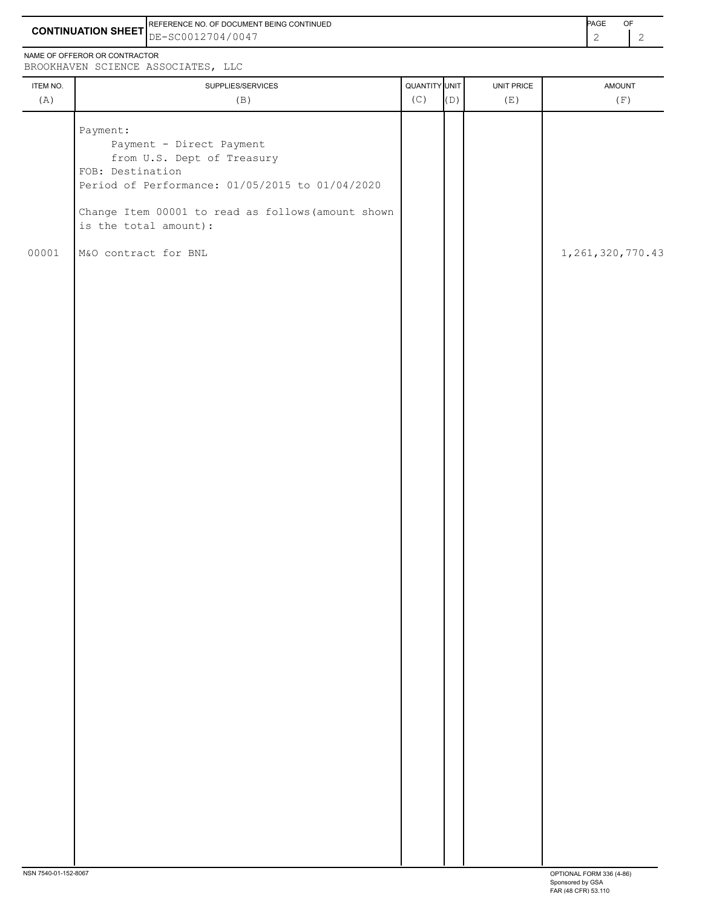**CONTINUATION SHEET**

REFERENCE NO. OF DOCUMENT BEING CONTINUED
DE-SC0012704/0047

NAME OF OFFEROR OR CONTRACTOR
BROOKHAVEN SCIENCE ASSOCIATES, LLC

| ITEM NO. (A) | SUPPLIES/SERVICES (B) | QUANTITY (C) | UNIT (D) | UNIT PRICE (E) | AMOUNT (F) |
|---|---|---|---|---|---|
| | Payment:<br>Payment - Direct Payment<br>from U.S. Dept of Treasury<br>FOB: Destination<br>Period of Performance: 01/05/2015 to 01/04/2020<br><br>Change Item 00001 to read as follows(amount shown is the total amount): | | | | |
| 00001 | M&O contract for BNL | | | | 1,261,320,770.43 |

NSN 7540-01-152-8067

OPTIONAL FORM 336 (4-86)
Sponsored by GSA
FAR (48 CFR) 53.110